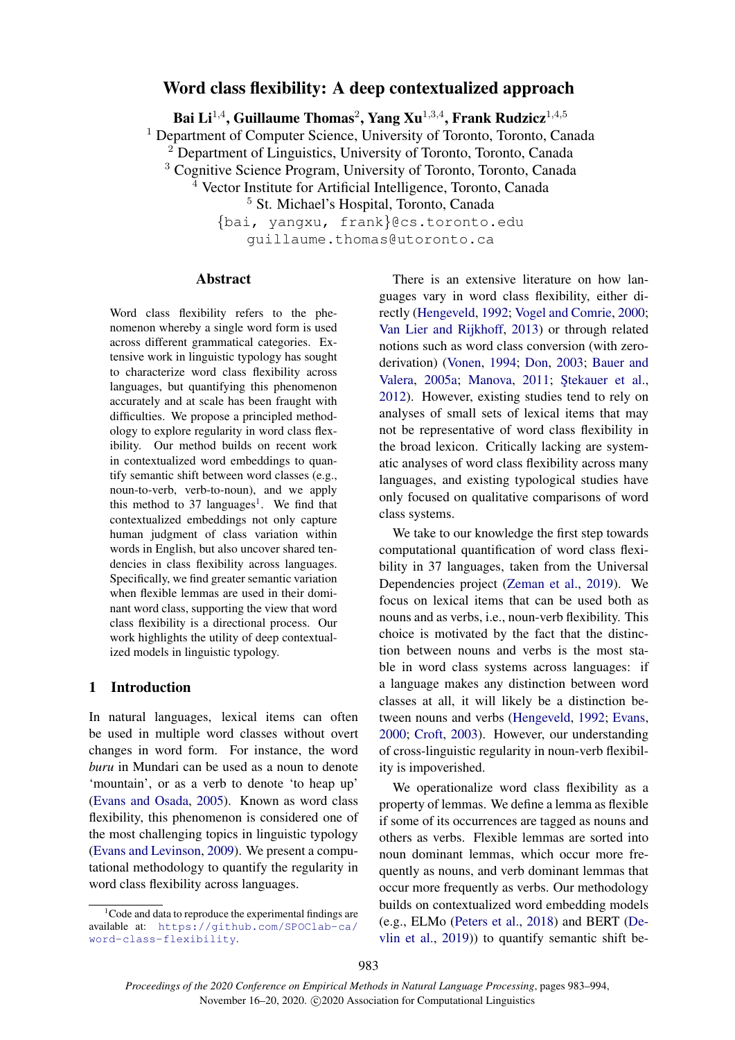# Word class flexibility: A deep contextualized approach

**Bai Li**[1,4], **Guillaume Thomas**[2], **Yang Xu**[1,3,4], **Frank Rudzicz**[1,4,5]

[1] Department of Computer Science, University of Toronto, Toronto, Canada
[2] Department of Linguistics, University of Toronto, Toronto, Canada
[3] Cognitive Science Program, University of Toronto, Toronto, Canada
[4] Vector Institute for Artificial Intelligence, Toronto, Canada
[5] St. Michael's Hospital, Toronto, Canada

{bai, yangxu, frank}@cs.toronto.edu
guillaume.thomas@utoronto.ca

## Abstract

Word class flexibility refers to the phenomenon whereby a single word form is used across different grammatical categories. Extensive work in linguistic typology has sought to characterize word class flexibility across languages, but quantifying this phenomenon accurately and at scale has been fraught with difficulties. We propose a principled methodology to explore regularity in word class flexibility. Our method builds on recent work in contextualized word embeddings to quantify semantic shift between word classes (e.g., noun-to-verb, verb-to-noun), and we apply this method to 37 languages[1]. We find that contextualized embeddings not only capture human judgment of class variation within words in English, but also uncover shared tendencies in class flexibility across languages. Specifically, we find greater semantic variation when flexible lemmas are used in their dominant word class, supporting the view that word class flexibility is a directional process. Our work highlights the utility of deep contextualized models in linguistic typology.

## 1 Introduction

In natural languages, lexical items can often be used in multiple word classes without overt changes in word form. For instance, the word *buru* in Mundari can be used as a noun to denote 'mountain', or as a verb to denote 'to heap up' (Evans and Osada, 2005). Known as word class flexibility, this phenomenon is considered one of the most challenging topics in linguistic typology (Evans and Levinson, 2009). We present a computational methodology to quantify the regularity in word class flexibility across languages.

There is an extensive literature on how languages vary in word class flexibility, either directly (Hengeveld, 1992; Vogel and Comrie, 2000; Van Lier and Rijkhoff, 2013) or through related notions such as word class conversion (with zero-derivation) (Vonen, 1994; Don, 2003; Bauer and Valera, 2005a; Manova, 2011; Ştekauer et al., 2012). However, existing studies tend to rely on analyses of small sets of lexical items that may not be representative of word class flexibility in the broad lexicon. Critically lacking are systematic analyses of word class flexibility across many languages, and existing typological studies have only focused on qualitative comparisons of word class systems.

We take to our knowledge the first step towards computational quantification of word class flexibility in 37 languages, taken from the Universal Dependencies project (Zeman et al., 2019). We focus on lexical items that can be used both as nouns and as verbs, i.e., noun-verb flexibility. This choice is motivated by the fact that the distinction between nouns and verbs is the most stable in word class systems across languages: if a language makes any distinction between word classes at all, it will likely be a distinction between nouns and verbs (Hengeveld, 1992; Evans, 2000; Croft, 2003). However, our understanding of cross-linguistic regularity in noun-verb flexibility is impoverished.

We operationalize word class flexibility as a property of lemmas. We define a lemma as flexible if some of its occurrences are tagged as nouns and others as verbs. Flexible lemmas are sorted into noun dominant lemmas, which occur more frequently as nouns, and verb dominant lemmas that occur more frequently as verbs. Our methodology builds on contextualized word embedding models (e.g., ELMo (Peters et al., 2018) and BERT (Devlin et al., 2019)) to quantify semantic shift be-

[1] Code and data to reproduce the experimental findings are available at: https://github.com/SPOClab-ca/word-class-flexibility.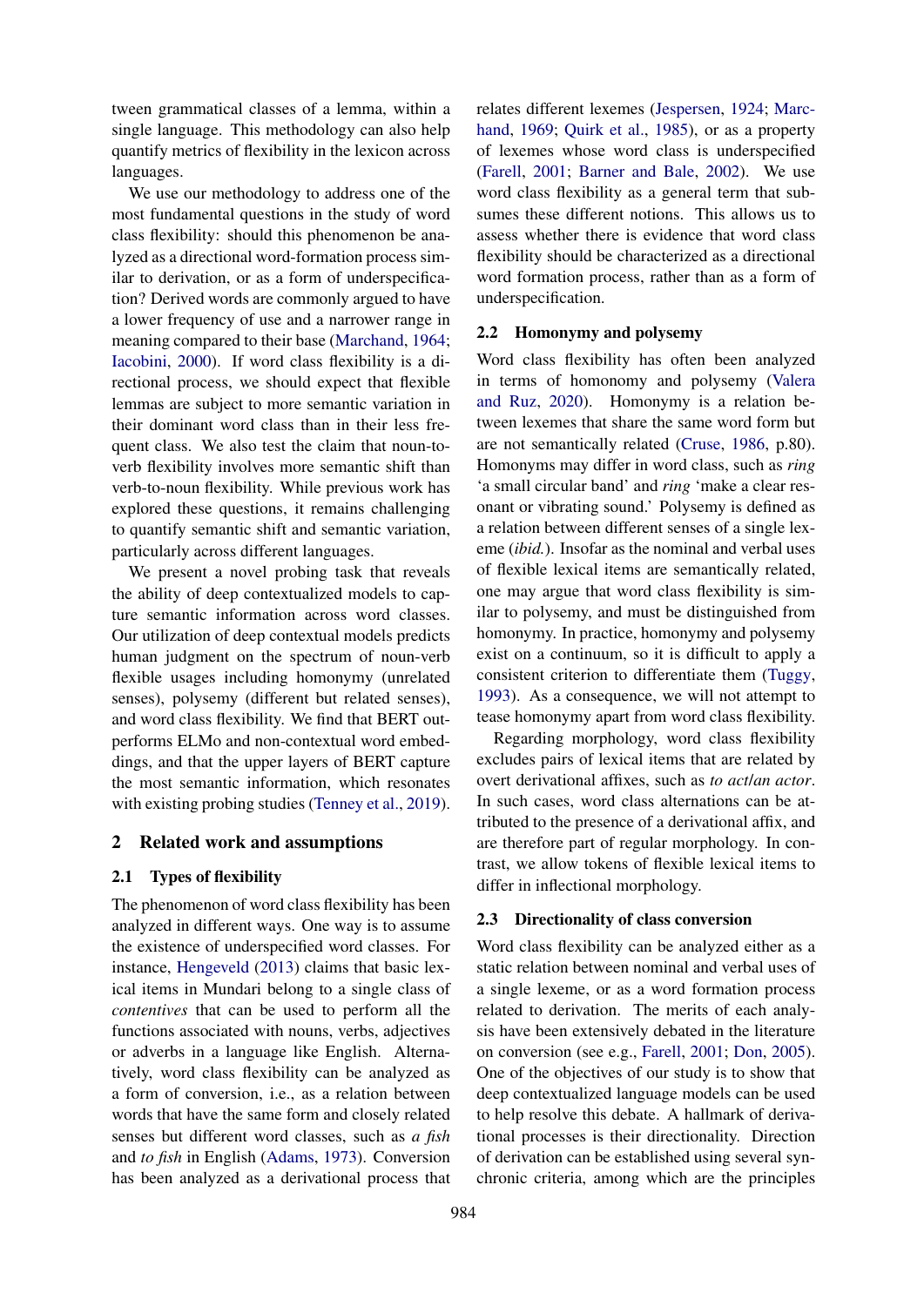tween grammatical classes of a lemma, within a single language. This methodology can also help quantify metrics of flexibility in the lexicon across languages.

We use our methodology to address one of the most fundamental questions in the study of word class flexibility: should this phenomenon be analyzed as a directional word-formation process similar to derivation, or as a form of underspecification? Derived words are commonly argued to have a lower frequency of use and a narrower range in meaning compared to their base (Marchand, 1964; Iacobini, 2000). If word class flexibility is a directional process, we should expect that flexible lemmas are subject to more semantic variation in their dominant word class than in their less frequent class. We also test the claim that noun-to-verb flexibility involves more semantic shift than verb-to-noun flexibility. While previous work has explored these questions, it remains challenging to quantify semantic shift and semantic variation, particularly across different languages.

We present a novel probing task that reveals the ability of deep contextualized models to capture semantic information across word classes. Our utilization of deep contextual models predicts human judgment on the spectrum of noun-verb flexible usages including homonymy (unrelated senses), polysemy (different but related senses), and word class flexibility. We find that BERT outperforms ELMo and non-contextual word embeddings, and that the upper layers of BERT capture the most semantic information, which resonates with existing probing studies (Tenney et al., 2019).

## 2 Related work and assumptions

### 2.1 Types of flexibility

The phenomenon of word class flexibility has been analyzed in different ways. One way is to assume the existence of underspecified word classes. For instance, Hengeveld (2013) claims that basic lexical items in Mundari belong to a single class of *contentives* that can be used to perform all the functions associated with nouns, verbs, adjectives or adverbs in a language like English. Alternatively, word class flexibility can be analyzed as a form of conversion, i.e., as a relation between words that have the same form and closely related senses but different word classes, such as *a fish* and *to fish* in English (Adams, 1973). Conversion has been analyzed as a derivational process that relates different lexemes (Jespersen, 1924; Marchand, 1969; Quirk et al., 1985), or as a property of lexemes whose word class is underspecified (Farell, 2001; Barner and Bale, 2002). We use word class flexibility as a general term that subsumes these different notions. This allows us to assess whether there is evidence that word class flexibility should be characterized as a directional word formation process, rather than as a form of underspecification.

### 2.2 Homonymy and polysemy

Word class flexibility has often been analyzed in terms of homonomy and polysemy (Valera and Ruz, 2020). Homonymy is a relation between lexemes that share the same word form but are not semantically related (Cruse, 1986, p.80). Homonyms may differ in word class, such as *ring* 'a small circular band' and *ring* 'make a clear resonant or vibrating sound.' Polysemy is defined as a relation between different senses of a single lexeme (*ibid.*). Insofar as the nominal and verbal uses of flexible lexical items are semantically related, one may argue that word class flexibility is similar to polysemy, and must be distinguished from homonymy. In practice, homonymy and polysemy exist on a continuum, so it is difficult to apply a consistent criterion to differentiate them (Tuggy, 1993). As a consequence, we will not attempt to tease homonymy apart from word class flexibility.

Regarding morphology, word class flexibility excludes pairs of lexical items that are related by overt derivational affixes, such as *to act*/*an actor*. In such cases, word class alternations can be attributed to the presence of a derivational affix, and are therefore part of regular morphology. In contrast, we allow tokens of flexible lexical items to differ in inflectional morphology.

### 2.3 Directionality of class conversion

Word class flexibility can be analyzed either as a static relation between nominal and verbal uses of a single lexeme, or as a word formation process related to derivation. The merits of each analysis have been extensively debated in the literature on conversion (see e.g., Farell, 2001; Don, 2005). One of the objectives of our study is to show that deep contextualized language models can be used to help resolve this debate. A hallmark of derivational processes is their directionality. Direction of derivation can be established using several synchronic criteria, among which are the principles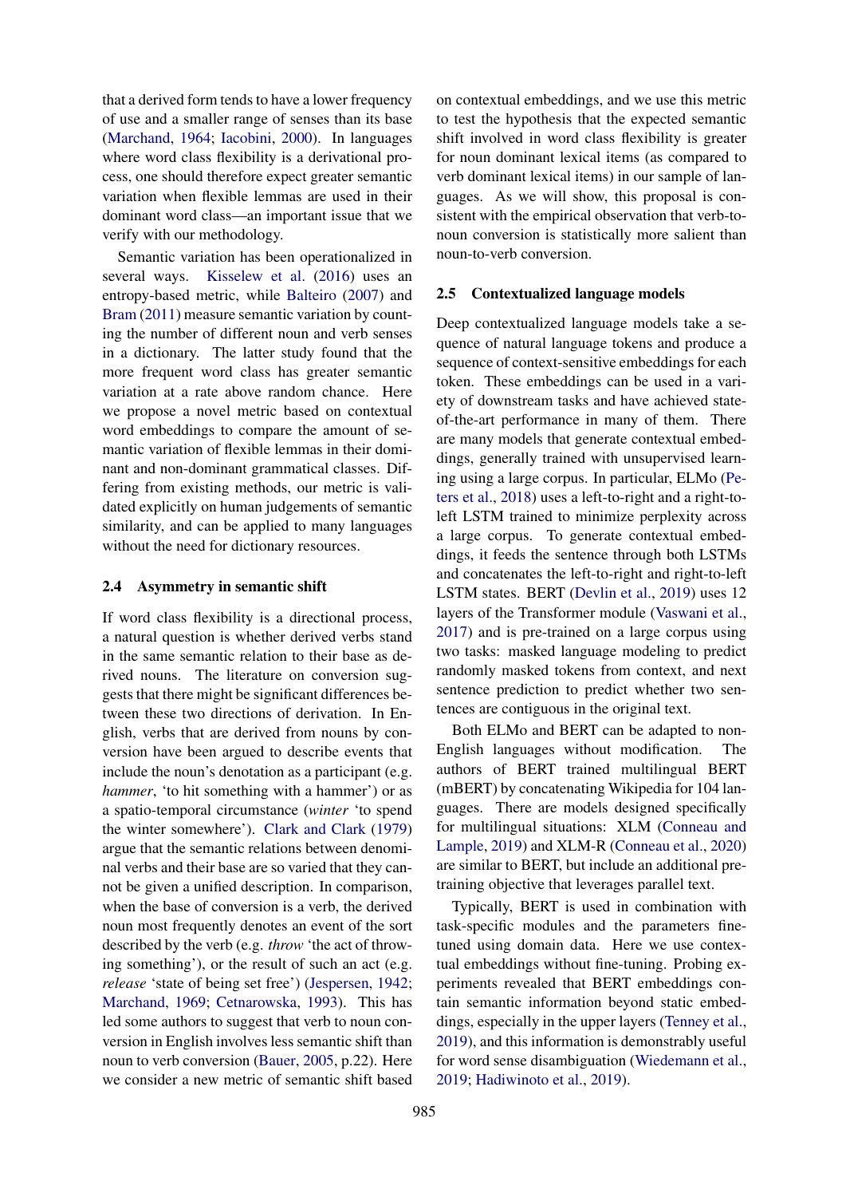that a derived form tends to have a lower frequency of use and a smaller range of senses than its base (Marchand, 1964; Iacobini, 2000). In languages where word class flexibility is a derivational process, one should therefore expect greater semantic variation when flexible lemmas are used in their dominant word class—an important issue that we verify with our methodology.

Semantic variation has been operationalized in several ways. Kisselew et al. (2016) uses an entropy-based metric, while Balteiro (2007) and Bram (2011) measure semantic variation by counting the number of different noun and verb senses in a dictionary. The latter study found that the more frequent word class has greater semantic variation at a rate above random chance. Here we propose a novel metric based on contextual word embeddings to compare the amount of semantic variation of flexible lemmas in their dominant and non-dominant grammatical classes. Differing from existing methods, our metric is validated explicitly on human judgements of semantic similarity, and can be applied to many languages without the need for dictionary resources.

### 2.4 Asymmetry in semantic shift

If word class flexibility is a directional process, a natural question is whether derived verbs stand in the same semantic relation to their base as derived nouns. The literature on conversion suggests that there might be significant differences between these two directions of derivation. In English, verbs that are derived from nouns by conversion have been argued to describe events that include the noun's denotation as a participant (e.g. *hammer*, 'to hit something with a hammer') or as a spatio-temporal circumstance (*winter* 'to spend the winter somewhere'). Clark and Clark (1979) argue that the semantic relations between denominal verbs and their base are so varied that they cannot be given a unified description. In comparison, when the base of conversion is a verb, the derived noun most frequently denotes an event of the sort described by the verb (e.g. *throw* 'the act of throwing something'), or the result of such an act (e.g. *release* 'state of being set free') (Jespersen, 1942; Marchand, 1969; Cetnarowska, 1993). This has led some authors to suggest that verb to noun conversion in English involves less semantic shift than noun to verb conversion (Bauer, 2005, p.22). Here we consider a new metric of semantic shift based on contextual embeddings, and we use this metric to test the hypothesis that the expected semantic shift involved in word class flexibility is greater for noun dominant lexical items (as compared to verb dominant lexical items) in our sample of languages. As we will show, this proposal is consistent with the empirical observation that verb-to-noun conversion is statistically more salient than noun-to-verb conversion.

### 2.5 Contextualized language models

Deep contextualized language models take a sequence of natural language tokens and produce a sequence of context-sensitive embeddings for each token. These embeddings can be used in a variety of downstream tasks and have achieved state-of-the-art performance in many of them. There are many models that generate contextual embeddings, generally trained with unsupervised learning using a large corpus. In particular, ELMo (Peters et al., 2018) uses a left-to-right and a right-to-left LSTM trained to minimize perplexity across a large corpus. To generate contextual embeddings, it feeds the sentence through both LSTMs and concatenates the left-to-right and right-to-left LSTM states. BERT (Devlin et al., 2019) uses 12 layers of the Transformer module (Vaswani et al., 2017) and is pre-trained on a large corpus using two tasks: masked language modeling to predict randomly masked tokens from context, and next sentence prediction to predict whether two sentences are contiguous in the original text.

Both ELMo and BERT can be adapted to non-English languages without modification. The authors of BERT trained multilingual BERT (mBERT) by concatenating Wikipedia for 104 languages. There are models designed specifically for multilingual situations: XLM (Conneau and Lample, 2019) and XLM-R (Conneau et al., 2020) are similar to BERT, but include an additional pre-training objective that leverages parallel text.

Typically, BERT is used in combination with task-specific modules and the parameters fine-tuned using domain data. Here we use contextual embeddings without fine-tuning. Probing experiments revealed that BERT embeddings contain semantic information beyond static embeddings, especially in the upper layers (Tenney et al., 2019), and this information is demonstrably useful for word sense disambiguation (Wiedemann et al., 2019; Hadiwinoto et al., 2019).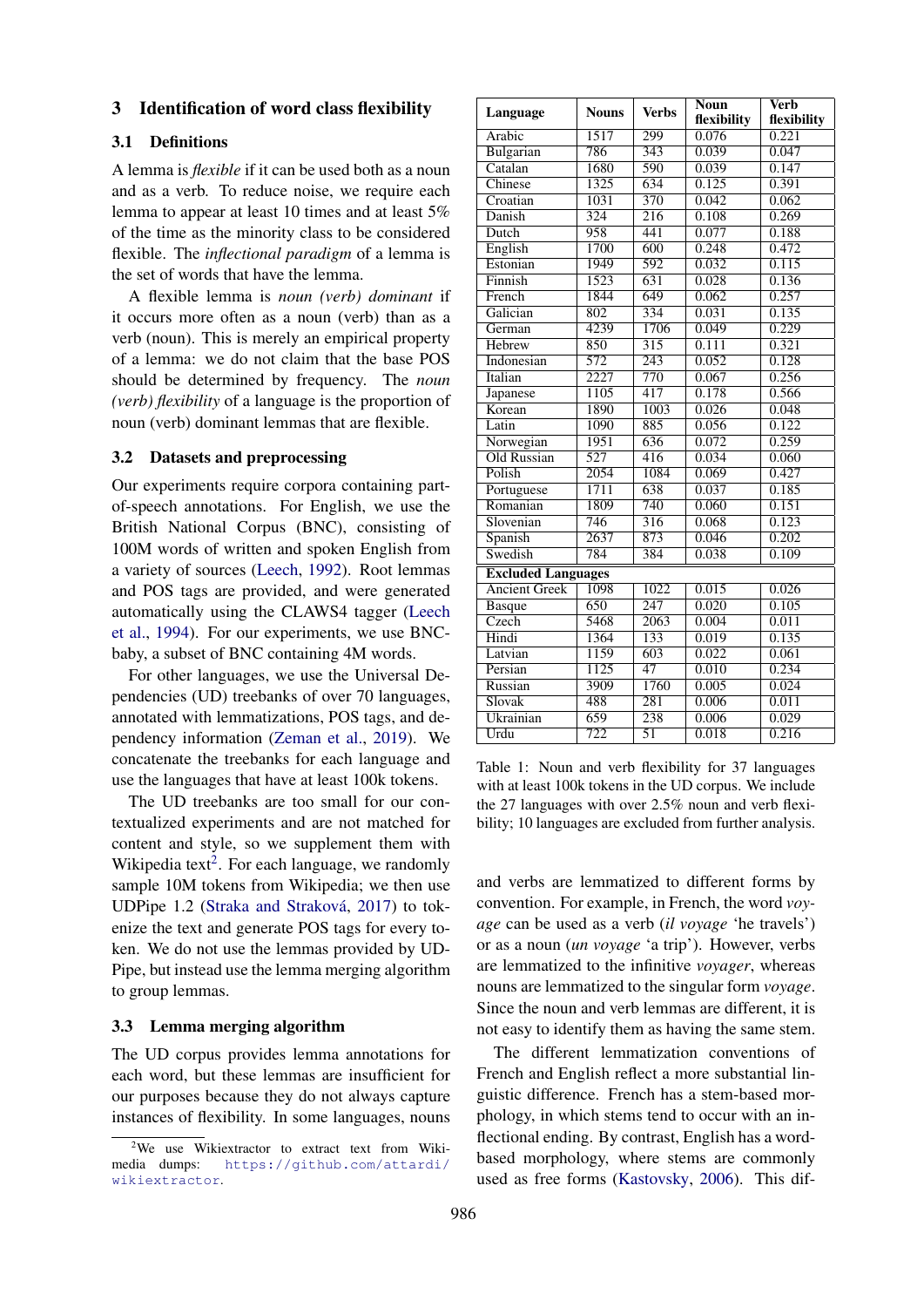## 3 Identification of word class flexibility

### 3.1 Definitions

A lemma is *flexible* if it can be used both as a noun and as a verb. To reduce noise, we require each lemma to appear at least 10 times and at least 5% of the time as the minority class to be considered flexible. The *inflectional paradigm* of a lemma is the set of words that have the lemma.

A flexible lemma is *noun (verb) dominant* if it occurs more often as a noun (verb) than as a verb (noun). This is merely an empirical property of a lemma: we do not claim that the base POS should be determined by frequency. The *noun (verb) flexibility* of a language is the proportion of noun (verb) dominant lemmas that are flexible.

### 3.2 Datasets and preprocessing

Our experiments require corpora containing part-of-speech annotations. For English, we use the British National Corpus (BNC), consisting of 100M words of written and spoken English from a variety of sources (Leech, 1992). Root lemmas and POS tags are provided, and were generated automatically using the CLAWS4 tagger (Leech et al., 1994). For our experiments, we use BNC-baby, a subset of BNC containing 4M words.

For other languages, we use the Universal Dependencies (UD) treebanks of over 70 languages, annotated with lemmatizations, POS tags, and dependency information (Zeman et al., 2019). We concatenate the treebanks for each language and use the languages that have at least 100k tokens.

The UD treebanks are too small for our contextualized experiments and are not matched for content and style, so we supplement them with Wikipedia text[2]. For each language, we randomly sample 10M tokens from Wikipedia; we then use UDPipe 1.2 (Straka and Straková, 2017) to tokenize the text and generate POS tags for every token. We do not use the lemmas provided by UDPipe, but instead use the lemma merging algorithm to group lemmas.

### 3.3 Lemma merging algorithm

The UD corpus provides lemma annotations for each word, but these lemmas are insufficient for our purposes because they do not always capture instances of flexibility. In some languages, nouns and verbs are lemmatized to different forms by convention. For example, in French, the word *voyage* can be used as a verb (*il voyage* 'he travels') or as a noun (*un voyage* 'a trip'). However, verbs are lemmatized to the infinitive *voyager*, whereas nouns are lemmatized to the singular form *voyage*. Since the noun and verb lemmas are different, it is not easy to identify them as having the same stem.

The different lemmatization conventions of French and English reflect a more substantial linguistic difference. French has a stem-based morphology, in which stems tend to occur with an inflectional ending. By contrast, English has a word-based morphology, where stems are commonly used as free forms (Kastovsky, 2006). This dif-

[2]We use Wikiextractor to extract text from Wikimedia dumps: https://github.com/attardi/wikiextractor.

| Language | Nouns | Verbs | Noun flexibility | Verb flexibility |
|---|---|---|---|---|
| Arabic | 1517 | 299 | 0.076 | 0.221 |
| Bulgarian | 786 | 343 | 0.039 | 0.047 |
| Catalan | 1680 | 590 | 0.039 | 0.147 |
| Chinese | 1325 | 634 | 0.125 | 0.391 |
| Croatian | 1031 | 370 | 0.042 | 0.062 |
| Danish | 324 | 216 | 0.108 | 0.269 |
| Dutch | 958 | 441 | 0.077 | 0.188 |
| English | 1700 | 600 | 0.248 | 0.472 |
| Estonian | 1949 | 592 | 0.032 | 0.115 |
| Finnish | 1523 | 631 | 0.028 | 0.136 |
| French | 1844 | 649 | 0.062 | 0.257 |
| Galician | 802 | 334 | 0.031 | 0.135 |
| German | 4239 | 1706 | 0.049 | 0.229 |
| Hebrew | 850 | 315 | 0.111 | 0.321 |
| Indonesian | 572 | 243 | 0.052 | 0.128 |
| Italian | 2227 | 770 | 0.067 | 0.256 |
| Japanese | 1105 | 417 | 0.178 | 0.566 |
| Korean | 1890 | 1003 | 0.026 | 0.048 |
| Latin | 1090 | 885 | 0.056 | 0.122 |
| Norwegian | 1951 | 636 | 0.072 | 0.259 |
| Old Russian | 527 | 416 | 0.034 | 0.060 |
| Polish | 2054 | 1084 | 0.069 | 0.427 |
| Portuguese | 1711 | 638 | 0.037 | 0.185 |
| Romanian | 1809 | 740 | 0.060 | 0.151 |
| Slovenian | 746 | 316 | 0.068 | 0.123 |
| Spanish | 2637 | 873 | 0.046 | 0.202 |
| Swedish | 784 | 384 | 0.038 | 0.109 |
| **Excluded Languages** | | | | |
| Ancient Greek | 1098 | 1022 | 0.015 | 0.026 |
| Basque | 650 | 247 | 0.020 | 0.105 |
| Czech | 5468 | 2063 | 0.004 | 0.011 |
| Hindi | 1364 | 133 | 0.019 | 0.135 |
| Latvian | 1159 | 603 | 0.022 | 0.061 |
| Persian | 1125 | 47 | 0.010 | 0.234 |
| Russian | 3909 | 1760 | 0.005 | 0.024 |
| Slovak | 488 | 281 | 0.006 | 0.011 |
| Ukrainian | 659 | 238 | 0.006 | 0.029 |
| Urdu | 722 | 51 | 0.018 | 0.216 |

Table 1: Noun and verb flexibility for 37 languages with at least 100k tokens in the UD corpus. We include the 27 languages with over 2.5% noun and verb flexibility; 10 languages are excluded from further analysis.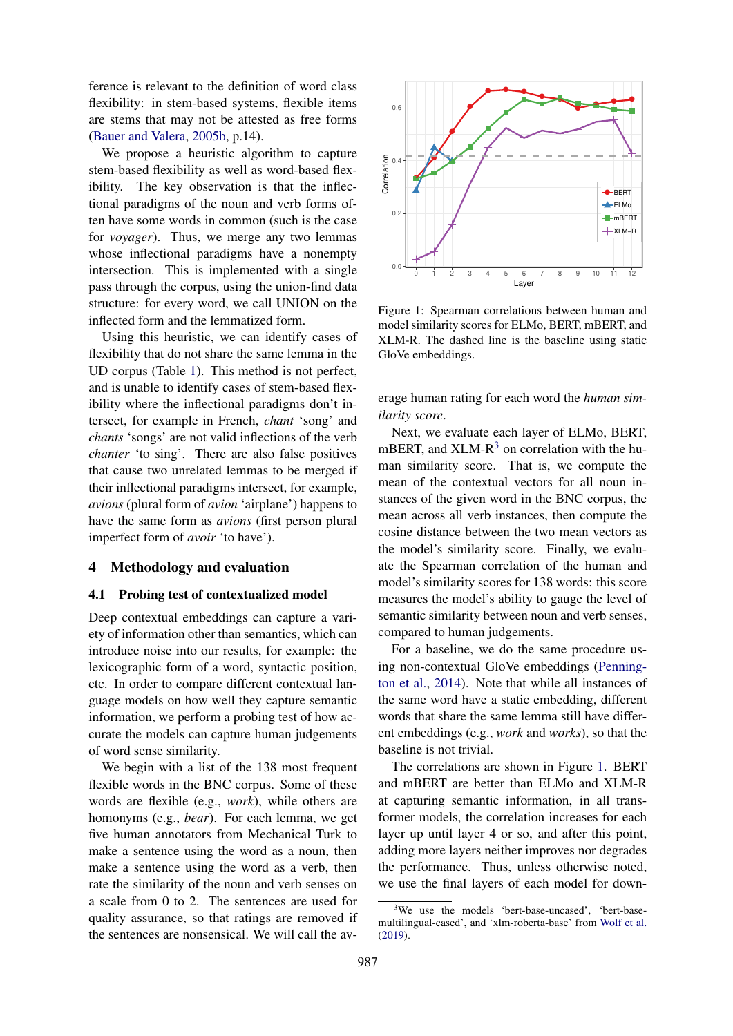ference is relevant to the definition of word class flexibility: in stem-based systems, flexible items are stems that may not be attested as free forms (Bauer and Valera, 2005b, p.14).

We propose a heuristic algorithm to capture stem-based flexibility as well as word-based flexibility. The key observation is that the inflectional paradigms of the noun and verb forms often have some words in common (such is the case for *voyager*). Thus, we merge any two lemmas whose inflectional paradigms have a nonempty intersection. This is implemented with a single pass through the corpus, using the union-find data structure: for every word, we call UNION on the inflected form and the lemmatized form.

Using this heuristic, we can identify cases of flexibility that do not share the same lemma in the UD corpus (Table 1). This method is not perfect, and is unable to identify cases of stem-based flexibility where the inflectional paradigms don't intersect, for example in French, *chant* 'song' and *chants* 'songs' are not valid inflections of the verb *chanter* 'to sing'. There are also false positives that cause two unrelated lemmas to be merged if their inflectional paradigms intersect, for example, *avions* (plural form of *avion* 'airplane') happens to have the same form as *avions* (first person plural imperfect form of *avoir* 'to have').

## 4 Methodology and evaluation

### 4.1 Probing test of contextualized model

Deep contextual embeddings can capture a variety of information other than semantics, which can introduce noise into our results, for example: the lexicographic form of a word, syntactic position, etc. In order to compare different contextual language models on how well they capture semantic information, we perform a probing test of how accurate the models can capture human judgements of word sense similarity.

We begin with a list of the 138 most frequent flexible words in the BNC corpus. Some of these words are flexible (e.g., *work*), while others are homonyms (e.g., *bear*). For each lemma, we get five human annotators from Mechanical Turk to make a sentence using the word as a noun, then make a sentence using the word as a verb, then rate the similarity of the noun and verb senses on a scale from 0 to 2. The sentences are used for quality assurance, so that ratings are removed if the sentences are nonsensical. We will call the average human rating for each word the *human similarity score*.

Figure 1: Spearman correlations between human and model similarity scores for ELMo, BERT, mBERT, and XLM-R. The dashed line is the baseline using static GloVe embeddings.

Next, we evaluate each layer of ELMo, BERT, mBERT, and XLM-R[3] on correlation with the human similarity score. That is, we compute the mean of the contextual vectors for all noun instances of the given word in the BNC corpus, the mean across all verb instances, then compute the cosine distance between the two mean vectors as the model's similarity score. Finally, we evaluate the Spearman correlation of the human and model's similarity scores for 138 words: this score measures the model's ability to gauge the level of semantic similarity between noun and verb senses, compared to human judgements.

For a baseline, we do the same procedure using non-contextual GloVe embeddings (Pennington et al., 2014). Note that while all instances of the same word have a static embedding, different words that share the same lemma still have different embeddings (e.g., *work* and *works*), so that the baseline is not trivial.

The correlations are shown in Figure 1. BERT and mBERT are better than ELMo and XLM-R at capturing semantic information, in all transformer models, the correlation increases for each layer up until layer 4 or so, and after this point, adding more layers neither improves nor degrades the performance. Thus, unless otherwise noted, we use the final layers of each model for down-

[3] We use the models 'bert-base-uncased', 'bert-base-multilingual-cased', and 'xlm-roberta-base' from Wolf et al. (2019).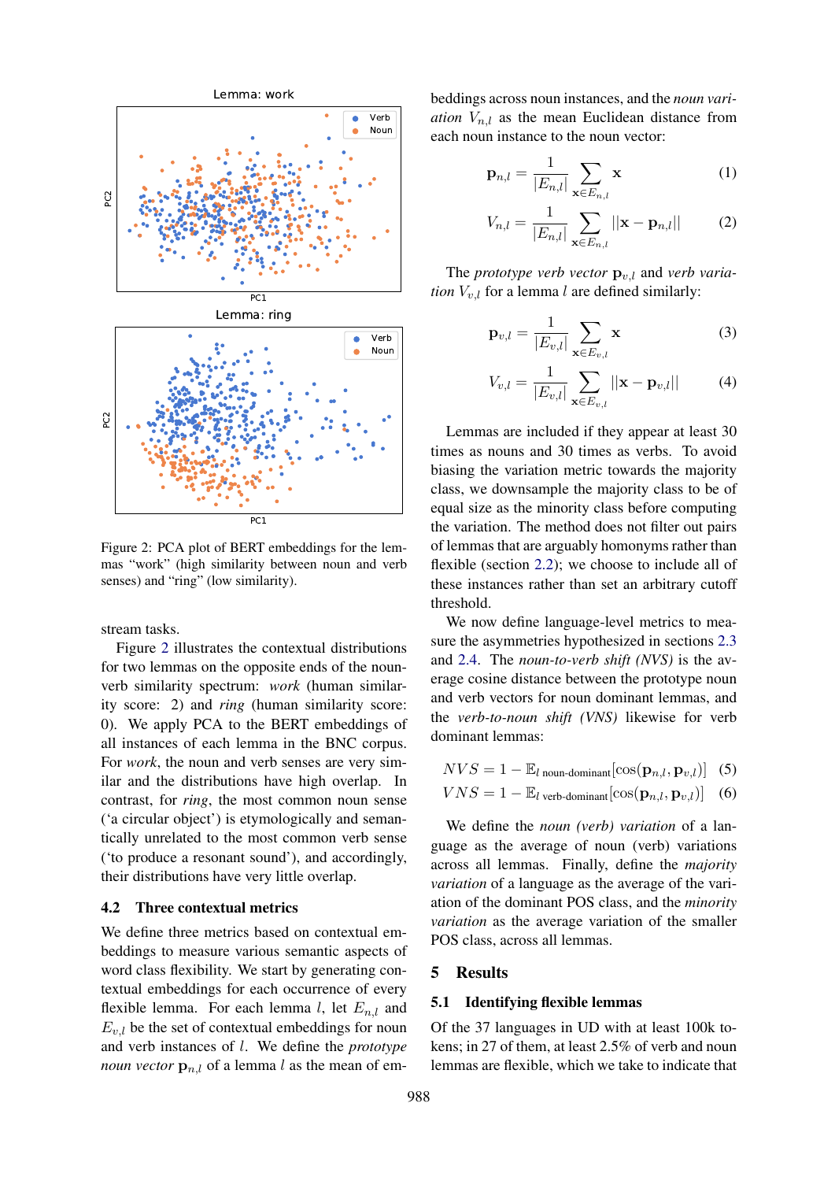Figure 2: PCA plot of BERT embeddings for the lemmas "work" (high similarity between noun and verb senses) and "ring" (low similarity).

stream tasks.

Figure 2 illustrates the contextual distributions for two lemmas on the opposite ends of the noun-verb similarity spectrum: *work* (human similarity score: 2) and *ring* (human similarity score: 0). We apply PCA to the BERT embeddings of all instances of each lemma in the BNC corpus. For *work*, the noun and verb senses are very similar and the distributions have high overlap. In contrast, for *ring*, the most common noun sense ('a circular object') is etymologically and semantically unrelated to the most common verb sense ('to produce a resonant sound'), and accordingly, their distributions have very little overlap.

### 4.2 Three contextual metrics

We define three metrics based on contextual embeddings to measure various semantic aspects of word class flexibility. We start by generating contextual embeddings for each occurrence of every flexible lemma. For each lemma $l$, let $E_{n,l}$ and $E_{v,l}$ be the set of contextual embeddings for noun and verb instances of $l$. We define the *prototype noun vector* $\mathbf{p}_{n,l}$ of a lemma $l$ as the mean of embeddings across noun instances, and the *noun variation* $V_{n,l}$ as the mean Euclidean distance from each noun instance to the noun vector:

$$\mathbf{p}_{n,l} = \frac{1}{|E_{n,l}|} \sum_{\mathbf{x} \in E_{n,l}} \mathbf{x} \tag{1}$$

$$V_{n,l} = \frac{1}{|E_{n,l}|} \sum_{\mathbf{x} \in E_{n,l}} ||\mathbf{x} - \mathbf{p}_{n,l}|| \tag{2}$$

The *prototype verb vector* $\mathbf{p}_{v,l}$ and *verb variation* $V_{v,l}$ for a lemma $l$ are defined similarly:

$$\mathbf{p}_{v,l} = \frac{1}{|E_{v,l}|} \sum_{\mathbf{x} \in E_{v,l}} \mathbf{x} \tag{3}$$

$$V_{v,l} = \frac{1}{|E_{v,l}|} \sum_{\mathbf{x} \in E_{v,l}} ||\mathbf{x} - \mathbf{p}_{v,l}|| \tag{4}$$

Lemmas are included if they appear at least 30 times as nouns and 30 times as verbs. To avoid biasing the variation metric towards the majority class, we downsample the majority class to be of equal size as the minority class before computing the variation. The method does not filter out pairs of lemmas that are arguably homonyms rather than flexible (section 2.2); we choose to include all of these instances rather than set an arbitrary cutoff threshold.

We now define language-level metrics to measure the asymmetries hypothesized in sections 2.3 and 2.4. The *noun-to-verb shift (NVS)* is the average cosine distance between the prototype noun and verb vectors for noun dominant lemmas, and the *verb-to-noun shift (VNS)* likewise for verb dominant lemmas:

$$NVS = 1 - \mathbb{E}_{l \text{ noun-dominant}}[\cos(\mathbf{p}_{n,l}, \mathbf{p}_{v,l})] \tag{5}$$

$$VNS = 1 - \mathbb{E}_{l \text{ verb-dominant}}[\cos(\mathbf{p}_{n,l}, \mathbf{p}_{v,l})] \tag{6}$$

We define the *noun (verb) variation* of a language as the average of noun (verb) variations across all lemmas. Finally, define the *majority variation* of a language as the average of the variation of the dominant POS class, and the *minority variation* as the average variation of the smaller POS class, across all lemmas.

## 5 Results

### 5.1 Identifying flexible lemmas

Of the 37 languages in UD with at least 100k tokens; in 27 of them, at least 2.5% of verb and noun lemmas are flexible, which we take to indicate that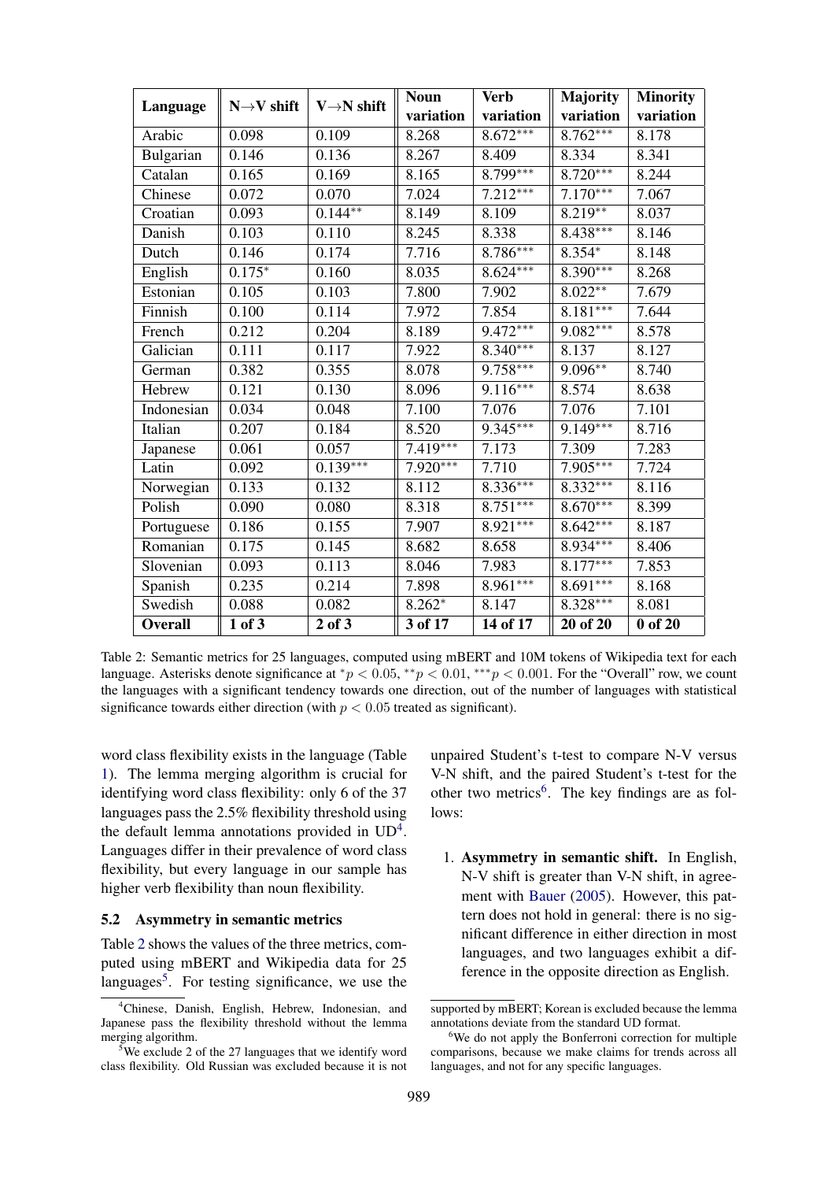| Language | N→V shift | V→N shift | Noun variation | Verb variation | Majority variation | Minority variation |
|---|---|---|---|---|---|---|
| Arabic | 0.098 | 0.109 | 8.268 | $8.672^{***}$ | $8.762^{***}$ | 8.178 |
| Bulgarian | 0.146 | 0.136 | 8.267 | 8.409 | 8.334 | 8.341 |
| Catalan | 0.165 | 0.169 | 8.165 | $8.799^{***}$ | $8.720^{***}$ | 8.244 |
| Chinese | 0.072 | 0.070 | 7.024 | $7.212^{***}$ | $7.170^{***}$ | 7.067 |
| Croatian | 0.093 | $0.144^{**}$ | 8.149 | 8.109 | $8.219^{**}$ | 8.037 |
| Danish | 0.103 | 0.110 | 8.245 | 8.338 | $8.438^{***}$ | 8.146 |
| Dutch | 0.146 | 0.174 | 7.716 | $8.786^{***}$ | $8.354^{*}$ | 8.148 |
| English | $0.175^{*}$ | 0.160 | 8.035 | $8.624^{***}$ | $8.390^{***}$ | 8.268 |
| Estonian | 0.105 | 0.103 | 7.800 | 7.902 | $8.022^{**}$ | 7.679 |
| Finnish | 0.100 | 0.114 | 7.972 | 7.854 | $8.181^{***}$ | 7.644 |
| French | 0.212 | 0.204 | 8.189 | $9.472^{***}$ | $9.082^{***}$ | 8.578 |
| Galician | 0.111 | 0.117 | 7.922 | $8.340^{***}$ | 8.137 | 8.127 |
| German | 0.382 | 0.355 | 8.078 | $9.758^{***}$ | $9.096^{**}$ | 8.740 |
| Hebrew | 0.121 | 0.130 | 8.096 | $9.116^{***}$ | 8.574 | 8.638 |
| Indonesian | 0.034 | 0.048 | 7.100 | 7.076 | 7.076 | 7.101 |
| Italian | 0.207 | 0.184 | 8.520 | $9.345^{***}$ | $9.149^{***}$ | 8.716 |
| Japanese | 0.061 | 0.057 | $7.419^{***}$ | 7.173 | 7.309 | 7.283 |
| Latin | 0.092 | $0.139^{***}$ | $7.920^{***}$ | 7.710 | $7.905^{***}$ | 7.724 |
| Norwegian | 0.133 | 0.132 | 8.112 | $8.336^{***}$ | $8.332^{***}$ | 8.116 |
| Polish | 0.090 | 0.080 | 8.318 | $8.751^{***}$ | $8.670^{***}$ | 8.399 |
| Portuguese | 0.186 | 0.155 | 7.907 | $8.921^{***}$ | $8.642^{***}$ | 8.187 |
| Romanian | 0.175 | 0.145 | 8.682 | 8.658 | $8.934^{***}$ | 8.406 |
| Slovenian | 0.093 | 0.113 | 8.046 | 7.983 | $8.177^{***}$ | 7.853 |
| Spanish | 0.235 | 0.214 | 7.898 | $8.961^{***}$ | $8.691^{***}$ | 8.168 |
| Swedish | 0.088 | 0.082 | $8.262^{*}$ | 8.147 | $8.328^{***}$ | 8.081 |
| **Overall** | **1 of 3** | **2 of 3** | **3 of 17** | **14 of 17** | **20 of 20** | **0 of 20** |

Table 2: Semantic metrics for 25 languages, computed using mBERT and 10M tokens of Wikipedia text for each language. Asterisks denote significance at $^{*}p < 0.05$, $^{**}p < 0.01$, $^{***}p < 0.001$. For the "Overall" row, we count the languages with a significant tendency towards one direction, out of the number of languages with statistical significance towards either direction (with $p < 0.05$ treated as significant).

word class flexibility exists in the language (Table 1). The lemma merging algorithm is crucial for identifying word class flexibility: only 6 of the 37 languages pass the 2.5% flexibility threshold using the default lemma annotations provided in UD[4]. Languages differ in their prevalence of word class flexibility, but every language in our sample has higher verb flexibility than noun flexibility.

### 5.2 Asymmetry in semantic metrics

Table 2 shows the values of the three metrics, computed using mBERT and Wikipedia data for 25 languages[5]. For testing significance, we use the unpaired Student's t-test to compare N-V versus V-N shift, and the paired Student's t-test for the other two metrics[6]. The key findings are as follows:

1. **Asymmetry in semantic shift.** In English, N-V shift is greater than V-N shift, in agreement with Bauer (2005). However, this pattern does not hold in general: there is no significant difference in either direction in most languages, and two languages exhibit a difference in the opposite direction as English.

[4] Chinese, Danish, English, Hebrew, Indonesian, and Japanese pass the flexibility threshold without the lemma merging algorithm.

[5] We exclude 2 of the 27 languages that we identify word class flexibility. Old Russian was excluded because it is not supported by mBERT; Korean is excluded because the lemma annotations deviate from the standard UD format.

[6] We do not apply the Bonferroni correction for multiple comparisons, because we make claims for trends across all languages, and not for any specific languages.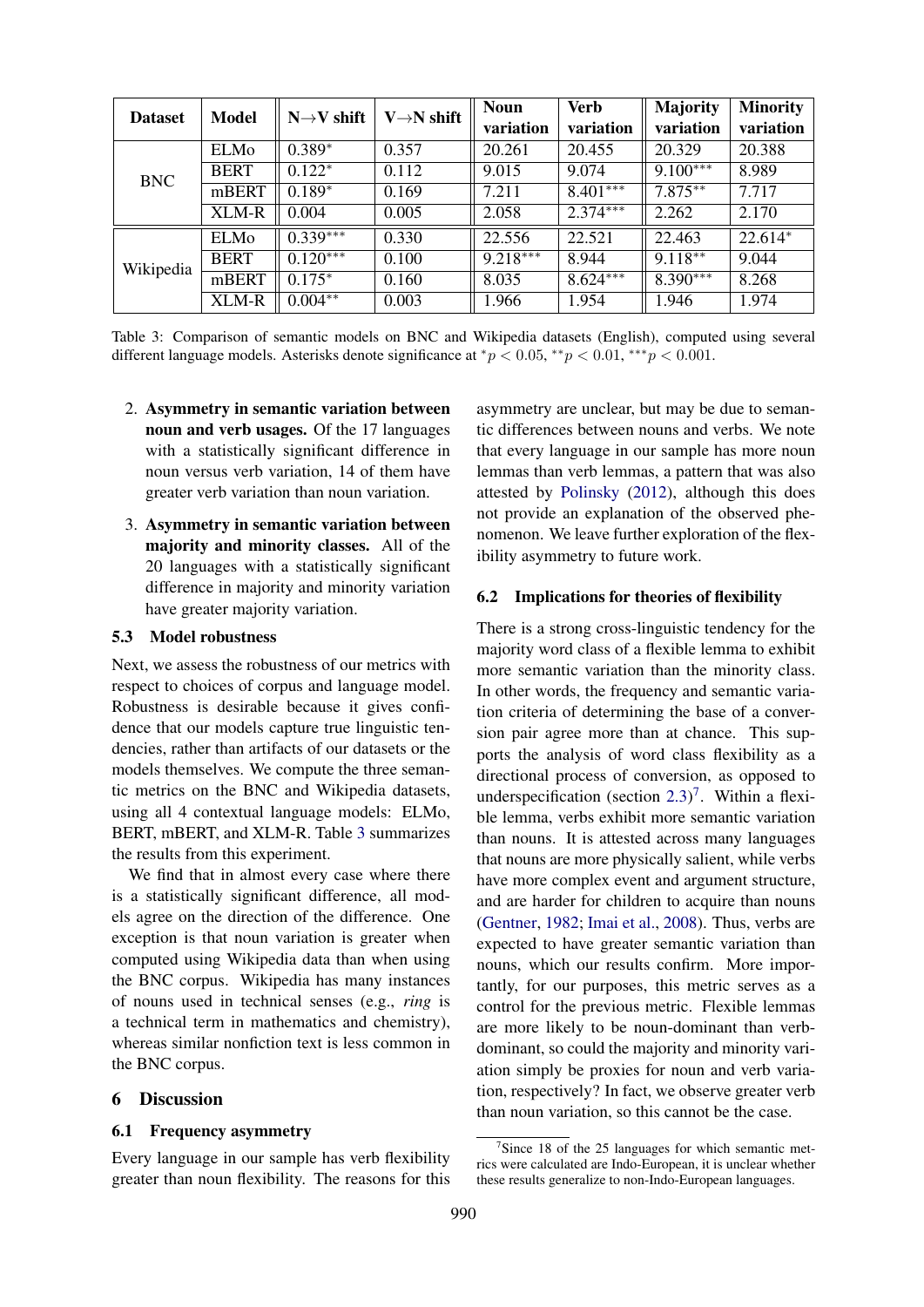| Dataset | Model | N→V shift | V→N shift | Noun variation | Verb variation | Majority variation | Minority variation |
|---|---|---|---|---|---|---|---|
| BNC | ELMo | $0.389^{*}$ | 0.357 | 20.261 | 20.455 | 20.329 | 20.388 |
| | BERT | $0.122^{*}$ | 0.112 | 9.015 | 9.074 | $9.100^{***}$ | 8.989 |
| | mBERT | $0.189^{*}$ | 0.169 | 7.211 | $8.401^{***}$ | $7.875^{**}$ | 7.717 |
| | XLM-R | 0.004 | 0.005 | 2.058 | $2.374^{***}$ | 2.262 | 2.170 |
| Wikipedia | ELMo | $0.339^{***}$ | 0.330 | 22.556 | 22.521 | 22.463 | $22.614^{*}$ |
| | BERT | $0.120^{***}$ | 0.100 | $9.218^{***}$ | 8.944 | $9.118^{**}$ | 9.044 |
| | mBERT | $0.175^{*}$ | 0.160 | 8.035 | $8.624^{***}$ | $8.390^{***}$ | 8.268 |
| | XLM-R | $0.004^{**}$ | 0.003 | 1.966 | 1.954 | 1.946 | 1.974 |

Table 3: Comparison of semantic models on BNC and Wikipedia datasets (English), computed using several different language models. Asterisks denote significance at $^{*}p < 0.05$, $^{**}p < 0.01$, $^{***}p < 0.001$.

2. **Asymmetry in semantic variation between noun and verb usages.** Of the 17 languages with a statistically significant difference in noun versus verb variation, 14 of them have greater verb variation than noun variation.

3. **Asymmetry in semantic variation between majority and minority classes.** All of the 20 languages with a statistically significant difference in majority and minority variation have greater majority variation.

### 5.3 Model robustness

Next, we assess the robustness of our metrics with respect to choices of corpus and language model. Robustness is desirable because it gives confidence that our models capture true linguistic tendencies, rather than artifacts of our datasets or the models themselves. We compute the three semantic metrics on the BNC and Wikipedia datasets, using all 4 contextual language models: ELMo, BERT, mBERT, and XLM-R. Table 3 summarizes the results from this experiment.

We find that in almost every case where there is a statistically significant difference, all models agree on the direction of the difference. One exception is that noun variation is greater when computed using Wikipedia data than when using the BNC corpus. Wikipedia has many instances of nouns used in technical senses (e.g., *ring* is a technical term in mathematics and chemistry), whereas similar nonfiction text is less common in the BNC corpus.

## 6 Discussion

### 6.1 Frequency asymmetry

Every language in our sample has verb flexibility greater than noun flexibility. The reasons for this asymmetry are unclear, but may be due to semantic differences between nouns and verbs. We note that every language in our sample has more noun lemmas than verb lemmas, a pattern that was also attested by Polinsky (2012), although this does not provide an explanation of the observed phenomenon. We leave further exploration of the flexibility asymmetry to future work.

### 6.2 Implications for theories of flexibility

There is a strong cross-linguistic tendency for the majority word class of a flexible lemma to exhibit more semantic variation than the minority class. In other words, the frequency and semantic variation criteria of determining the base of a conversion pair agree more than at chance. This supports the analysis of word class flexibility as a directional process of conversion, as opposed to underspecification (section 2.3)[7]. Within a flexible lemma, verbs exhibit more semantic variation than nouns. It is attested across many languages that nouns are more physically salient, while verbs have more complex event and argument structure, and are harder for children to acquire than nouns (Gentner, 1982; Imai et al., 2008). Thus, verbs are expected to have greater semantic variation than nouns, which our results confirm. More importantly, for our purposes, this metric serves as a control for the previous metric. Flexible lemmas are more likely to be noun-dominant than verb-dominant, so could the majority and minority variation simply be proxies for noun and verb variation, respectively? In fact, we observe greater verb than noun variation, so this cannot be the case.

[7] Since 18 of the 25 languages for which semantic metrics were calculated are Indo-European, it is unclear whether these results generalize to non-Indo-European languages.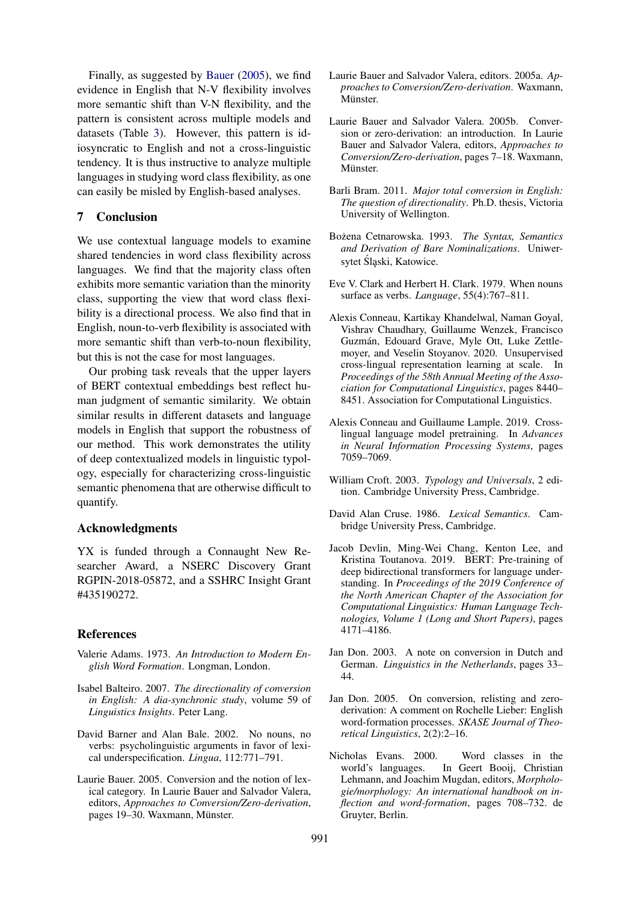Finally, as suggested by Bauer (2005), we find evidence in English that N-V flexibility involves more semantic shift than V-N flexibility, and the pattern is consistent across multiple models and datasets (Table 3). However, this pattern is idiosyncratic to English and not a cross-linguistic tendency. It is thus instructive to analyze multiple languages in studying word class flexibility, as one can easily be misled by English-based analyses.

## 7 Conclusion

We use contextual language models to examine shared tendencies in word class flexibility across languages. We find that the majority class often exhibits more semantic variation than the minority class, supporting the view that word class flexibility is a directional process. We also find that in English, noun-to-verb flexibility is associated with more semantic shift than verb-to-noun flexibility, but this is not the case for most languages.

Our probing task reveals that the upper layers of BERT contextual embeddings best reflect human judgment of semantic similarity. We obtain similar results in different datasets and language models in English that support the robustness of our method. This work demonstrates the utility of deep contextualized models in linguistic typology, especially for characterizing cross-linguistic semantic phenomena that are otherwise difficult to quantify.

## Acknowledgments

YX is funded through a Connaught New Researcher Award, a NSERC Discovery Grant RGPIN-2018-05872, and a SSHRC Insight Grant #435190272.

## References

Valerie Adams. 1973. *An Introduction to Modern English Word Formation*. Longman, London.

Isabel Balteiro. 2007. *The directionality of conversion in English: A dia-synchronic study*, volume 59 of *Linguistics Insights*. Peter Lang.

David Barner and Alan Bale. 2002. No nouns, no verbs: psycholinguistic arguments in favor of lexical underspecification. *Lingua*, 112:771–791.

Laurie Bauer. 2005. Conversion and the notion of lexical category. In Laurie Bauer and Salvador Valera, editors, *Approaches to Conversion/Zero-derivation*, pages 19–30. Waxmann, Münster.

Laurie Bauer and Salvador Valera, editors. 2005a. *Approaches to Conversion/Zero-derivation*. Waxmann, Münster.

Laurie Bauer and Salvador Valera. 2005b. Conversion or zero-derivation: an introduction. In Laurie Bauer and Salvador Valera, editors, *Approaches to Conversion/Zero-derivation*, pages 7–18. Waxmann, Münster.

Barli Bram. 2011. *Major total conversion in English: The question of directionality*. Ph.D. thesis, Victoria University of Wellington.

Bożena Cetnarowska. 1993. *The Syntax, Semantics and Derivation of Bare Nominalizations*. Uniwersytet Śląski, Katowice.

Eve V. Clark and Herbert H. Clark. 1979. When nouns surface as verbs. *Language*, 55(4):767–811.

Alexis Conneau, Kartikay Khandelwal, Naman Goyal, Vishrav Chaudhary, Guillaume Wenzek, Francisco Guzmán, Edouard Grave, Myle Ott, Luke Zettlemoyer, and Veselin Stoyanov. 2020. Unsupervised cross-lingual representation learning at scale. In *Proceedings of the 58th Annual Meeting of the Association for Computational Linguistics*, pages 8440–8451. Association for Computational Linguistics.

Alexis Conneau and Guillaume Lample. 2019. Cross-lingual language model pretraining. In *Advances in Neural Information Processing Systems*, pages 7059–7069.

William Croft. 2003. *Typology and Universals*, 2 edition. Cambridge University Press, Cambridge.

David Alan Cruse. 1986. *Lexical Semantics*. Cambridge University Press, Cambridge.

Jacob Devlin, Ming-Wei Chang, Kenton Lee, and Kristina Toutanova. 2019. BERT: Pre-training of deep bidirectional transformers for language understanding. In *Proceedings of the 2019 Conference of the North American Chapter of the Association for Computational Linguistics: Human Language Technologies, Volume 1 (Long and Short Papers)*, pages 4171–4186.

Jan Don. 2003. A note on conversion in Dutch and German. *Linguistics in the Netherlands*, pages 33–44.

Jan Don. 2005. On conversion, relisting and zero-derivation: A comment on Rochelle Lieber: English word-formation processes. *SKASE Journal of Theoretical Linguistics*, 2(2):2–16.

Nicholas Evans. 2000. Word classes in the world's languages. In Geert Booij, Christian Lehmann, and Joachim Mugdan, editors, *Morphologie/morphology: An international handbook on inflection and word-formation*, pages 708–732. de Gruyter, Berlin.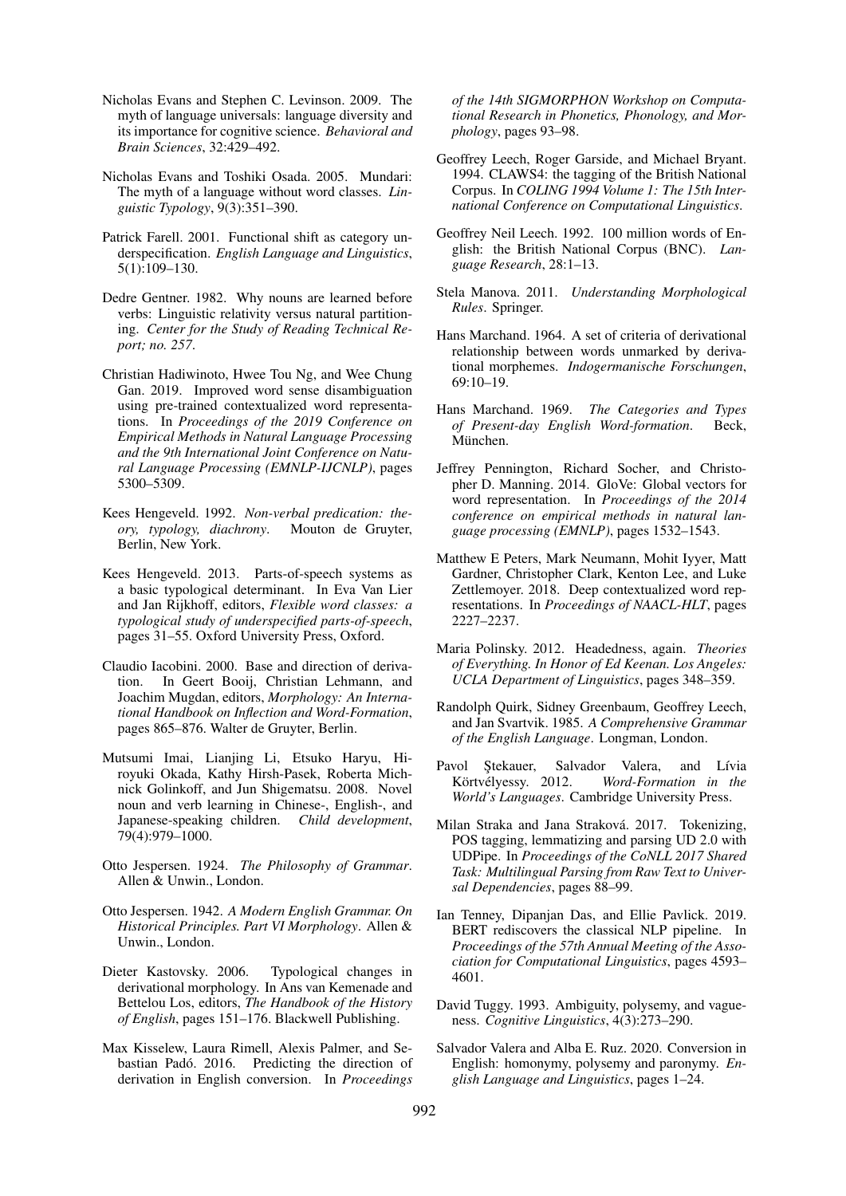Nicholas Evans and Stephen C. Levinson. 2009. The myth of language universals: language diversity and its importance for cognitive science. *Behavioral and Brain Sciences*, 32:429–492.

Nicholas Evans and Toshiki Osada. 2005. Mundari: The myth of a language without word classes. *Linguistic Typology*, 9(3):351–390.

Patrick Farell. 2001. Functional shift as category underspecification. *English Language and Linguistics*, 5(1):109–130.

Dedre Gentner. 1982. Why nouns are learned before verbs: Linguistic relativity versus natural partitioning. *Center for the Study of Reading Technical Report; no. 257*.

Christian Hadiwinoto, Hwee Tou Ng, and Wee Chung Gan. 2019. Improved word sense disambiguation using pre-trained contextualized word representations. In *Proceedings of the 2019 Conference on Empirical Methods in Natural Language Processing and the 9th International Joint Conference on Natural Language Processing (EMNLP-IJCNLP)*, pages 5300–5309.

Kees Hengeveld. 1992. *Non-verbal predication: theory, typology, diachrony*. Mouton de Gruyter, Berlin, New York.

Kees Hengeveld. 2013. Parts-of-speech systems as a basic typological determinant. In Eva Van Lier and Jan Rijkhoff, editors, *Flexible word classes: a typological study of underspecified parts-of-speech*, pages 31–55. Oxford University Press, Oxford.

Claudio Iacobini. 2000. Base and direction of derivation. In Geert Booij, Christian Lehmann, and Joachim Mugdan, editors, *Morphology: An International Handbook on Inflection and Word-Formation*, pages 865–876. Walter de Gruyter, Berlin.

Mutsumi Imai, Lianjing Li, Etsuko Haryu, Hiroyuki Okada, Kathy Hirsh-Pasek, Roberta Michnick Golinkoff, and Jun Shigematsu. 2008. Novel noun and verb learning in Chinese-, English-, and Japanese-speaking children. *Child development*, 79(4):979–1000.

Otto Jespersen. 1924. *The Philosophy of Grammar*. Allen & Unwin., London.

Otto Jespersen. 1942. *A Modern English Grammar. On Historical Principles. Part VI Morphology*. Allen & Unwin., London.

Dieter Kastovsky. 2006. Typological changes in derivational morphology. In Ans van Kemenade and Bettelou Los, editors, *The Handbook of the History of English*, pages 151–176. Blackwell Publishing.

Max Kisselew, Laura Rimell, Alexis Palmer, and Sebastian Padó. 2016. Predicting the direction of derivation in English conversion. In *Proceedings of the 14th SIGMORPHON Workshop on Computational Research in Phonetics, Phonology, and Morphology*, pages 93–98.

Geoffrey Leech, Roger Garside, and Michael Bryant. 1994. CLAWS4: the tagging of the British National Corpus. In *COLING 1994 Volume 1: The 15th International Conference on Computational Linguistics*.

Geoffrey Neil Leech. 1992. 100 million words of English: the British National Corpus (BNC). *Language Research*, 28:1–13.

Stela Manova. 2011. *Understanding Morphological Rules*. Springer.

Hans Marchand. 1964. A set of criteria of derivational relationship between words unmarked by derivational morphemes. *Indogermanische Forschungen*, 69:10–19.

Hans Marchand. 1969. *The Categories and Types of Present-day English Word-formation*. Beck, München.

Jeffrey Pennington, Richard Socher, and Christopher D. Manning. 2014. GloVe: Global vectors for word representation. In *Proceedings of the 2014 conference on empirical methods in natural language processing (EMNLP)*, pages 1532–1543.

Matthew E Peters, Mark Neumann, Mohit Iyyer, Matt Gardner, Christopher Clark, Kenton Lee, and Luke Zettlemoyer. 2018. Deep contextualized word representations. In *Proceedings of NAACL-HLT*, pages 2227–2237.

Maria Polinsky. 2012. Headedness, again. *Theories of Everything. In Honor of Ed Keenan. Los Angeles: UCLA Department of Linguistics*, pages 348–359.

Randolph Quirk, Sidney Greenbaum, Geoffrey Leech, and Jan Svartvik. 1985. *A Comprehensive Grammar of the English Language*. Longman, London.

Pavol Ştekauer, Salvador Valera, and Lívia Körtvélyessy. 2012. *Word-Formation in the World's Languages*. Cambridge University Press.

Milan Straka and Jana Straková. 2017. Tokenizing, POS tagging, lemmatizing and parsing UD 2.0 with UDPipe. In *Proceedings of the CoNLL 2017 Shared Task: Multilingual Parsing from Raw Text to Universal Dependencies*, pages 88–99.

Ian Tenney, Dipanjan Das, and Ellie Pavlick. 2019. BERT rediscovers the classical NLP pipeline. In *Proceedings of the 57th Annual Meeting of the Association for Computational Linguistics*, pages 4593–4601.

David Tuggy. 1993. Ambiguity, polysemy, and vagueness. *Cognitive Linguistics*, 4(3):273–290.

Salvador Valera and Alba E. Ruz. 2020. Conversion in English: homonymy, polysemy and paronymy. *English Language and Linguistics*, pages 1–24.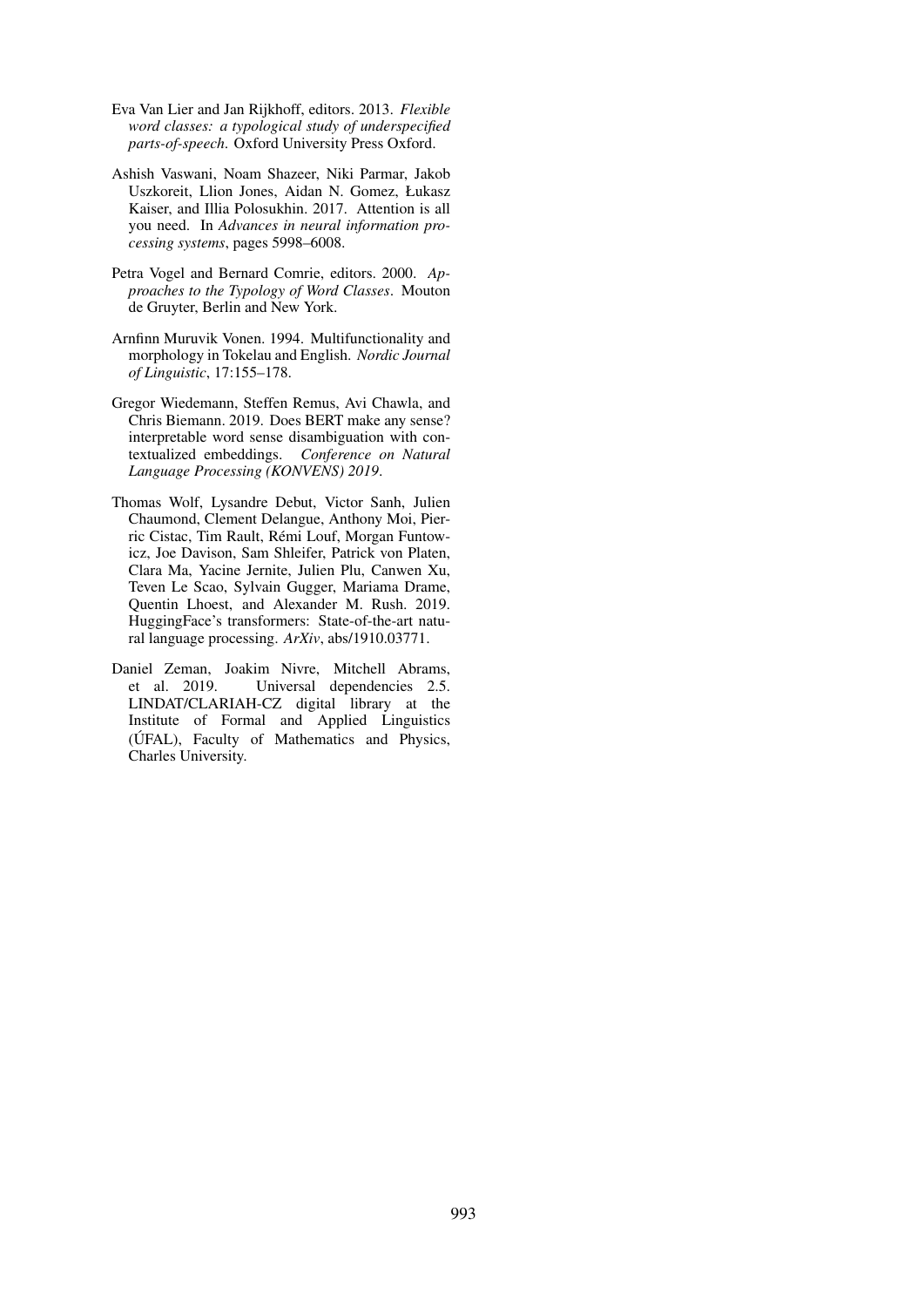Eva Van Lier and Jan Rijkhoff, editors. 2013. *Flexible word classes: a typological study of underspecified parts-of-speech*. Oxford University Press Oxford.

Ashish Vaswani, Noam Shazeer, Niki Parmar, Jakob Uszkoreit, Llion Jones, Aidan N. Gomez, Łukasz Kaiser, and Illia Polosukhin. 2017. Attention is all you need. In *Advances in neural information processing systems*, pages 5998–6008.

Petra Vogel and Bernard Comrie, editors. 2000. *Approaches to the Typology of Word Classes*. Mouton de Gruyter, Berlin and New York.

Arnfinn Muruvik Vonen. 1994. Multifunctionality and morphology in Tokelau and English. *Nordic Journal of Linguistic*, 17:155–178.

Gregor Wiedemann, Steffen Remus, Avi Chawla, and Chris Biemann. 2019. Does BERT make any sense? interpretable word sense disambiguation with contextualized embeddings. *Conference on Natural Language Processing (KONVENS) 2019*.

Thomas Wolf, Lysandre Debut, Victor Sanh, Julien Chaumond, Clement Delangue, Anthony Moi, Pierric Cistac, Tim Rault, Rémi Louf, Morgan Funtowicz, Joe Davison, Sam Shleifer, Patrick von Platen, Clara Ma, Yacine Jernite, Julien Plu, Canwen Xu, Teven Le Scao, Sylvain Gugger, Mariama Drame, Quentin Lhoest, and Alexander M. Rush. 2019. HuggingFace's transformers: State-of-the-art natural language processing. *ArXiv*, abs/1910.03771.

Daniel Zeman, Joakim Nivre, Mitchell Abrams, et al. 2019. Universal dependencies 2.5. LINDAT/CLARIAH-CZ digital library at the Institute of Formal and Applied Linguistics (ÚFAL), Faculty of Mathematics and Physics, Charles University.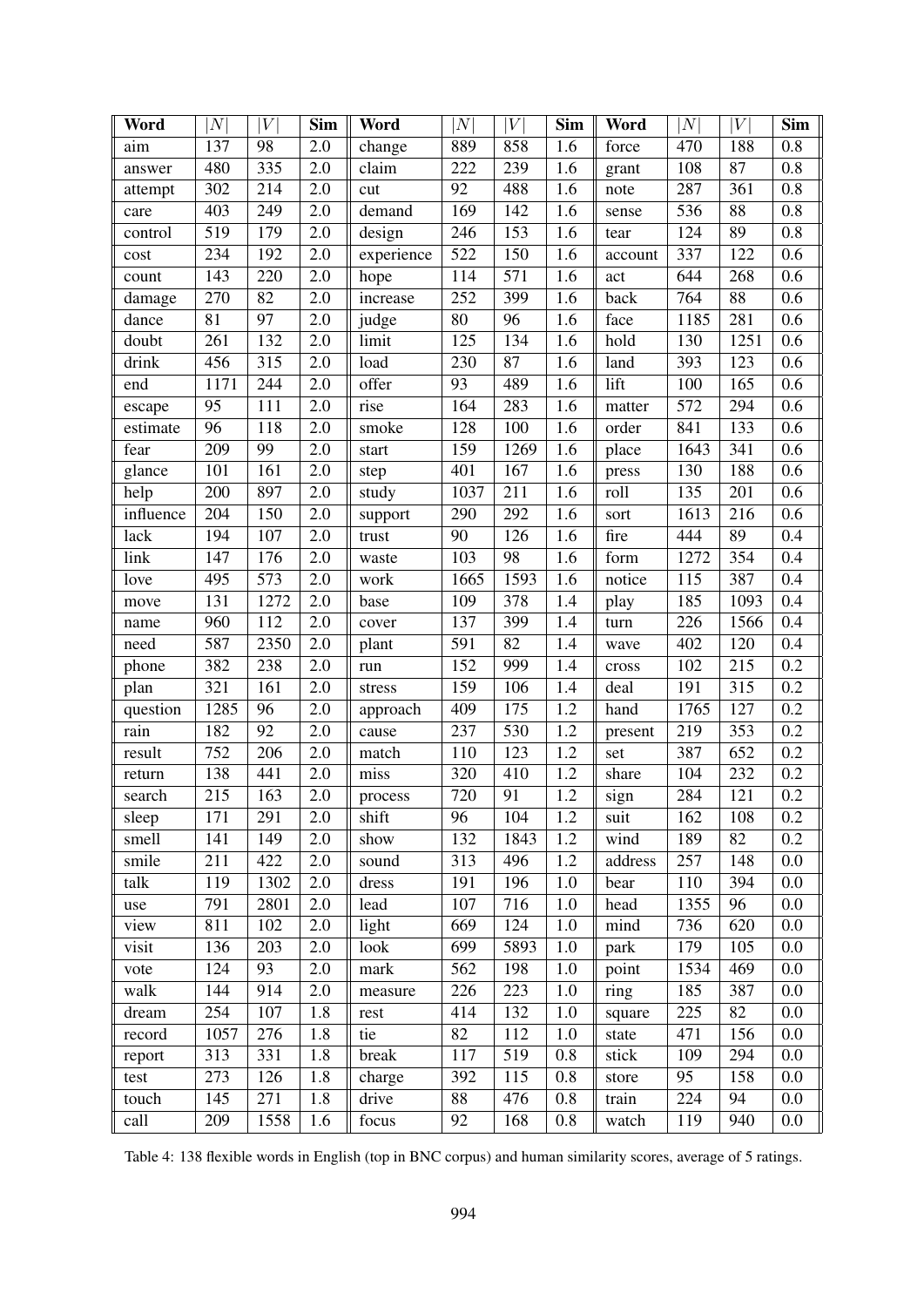| Word | $\lvert N \rvert$ | $\lvert V \rvert$ | Sim | Word | $\lvert N \rvert$ | $\lvert V \rvert$ | Sim | Word | $\lvert N \rvert$ | $\lvert V \rvert$ | Sim |
|---|---|---|---|---|---|---|---|---|---|---|---|
| aim | 137 | 98 | 2.0 | change | 889 | 858 | 1.6 | force | 470 | 188 | 0.8 |
| answer | 480 | 335 | 2.0 | claim | 222 | 239 | 1.6 | grant | 108 | 87 | 0.8 |
| attempt | 302 | 214 | 2.0 | cut | 92 | 488 | 1.6 | note | 287 | 361 | 0.8 |
| care | 403 | 249 | 2.0 | demand | 169 | 142 | 1.6 | sense | 536 | 88 | 0.8 |
| control | 519 | 179 | 2.0 | design | 246 | 153 | 1.6 | tear | 124 | 89 | 0.8 |
| cost | 234 | 192 | 2.0 | experience | 522 | 150 | 1.6 | account | 337 | 122 | 0.6 |
| count | 143 | 220 | 2.0 | hope | 114 | 571 | 1.6 | act | 644 | 268 | 0.6 |
| damage | 270 | 82 | 2.0 | increase | 252 | 399 | 1.6 | back | 764 | 88 | 0.6 |
| dance | 81 | 97 | 2.0 | judge | 80 | 96 | 1.6 | face | 1185 | 281 | 0.6 |
| doubt | 261 | 132 | 2.0 | limit | 125 | 134 | 1.6 | hold | 130 | 1251 | 0.6 |
| drink | 456 | 315 | 2.0 | load | 230 | 87 | 1.6 | land | 393 | 123 | 0.6 |
| end | 1171 | 244 | 2.0 | offer | 93 | 489 | 1.6 | lift | 100 | 165 | 0.6 |
| escape | 95 | 111 | 2.0 | rise | 164 | 283 | 1.6 | matter | 572 | 294 | 0.6 |
| estimate | 96 | 118 | 2.0 | smoke | 128 | 100 | 1.6 | order | 841 | 133 | 0.6 |
| fear | 209 | 99 | 2.0 | start | 159 | 1269 | 1.6 | place | 1643 | 341 | 0.6 |
| glance | 101 | 161 | 2.0 | step | 401 | 167 | 1.6 | press | 130 | 188 | 0.6 |
| help | 200 | 897 | 2.0 | study | 1037 | 211 | 1.6 | roll | 135 | 201 | 0.6 |
| influence | 204 | 150 | 2.0 | support | 290 | 292 | 1.6 | sort | 1613 | 216 | 0.6 |
| lack | 194 | 107 | 2.0 | trust | 90 | 126 | 1.6 | fire | 444 | 89 | 0.4 |
| link | 147 | 176 | 2.0 | waste | 103 | 98 | 1.6 | form | 1272 | 354 | 0.4 |
| love | 495 | 573 | 2.0 | work | 1665 | 1593 | 1.6 | notice | 115 | 387 | 0.4 |
| move | 131 | 1272 | 2.0 | base | 109 | 378 | 1.4 | play | 185 | 1093 | 0.4 |
| name | 960 | 112 | 2.0 | cover | 137 | 399 | 1.4 | turn | 226 | 1566 | 0.4 |
| need | 587 | 2350 | 2.0 | plant | 591 | 82 | 1.4 | wave | 402 | 120 | 0.4 |
| phone | 382 | 238 | 2.0 | run | 152 | 999 | 1.4 | cross | 102 | 215 | 0.2 |
| plan | 321 | 161 | 2.0 | stress | 159 | 106 | 1.4 | deal | 191 | 315 | 0.2 |
| question | 1285 | 96 | 2.0 | approach | 409 | 175 | 1.2 | hand | 1765 | 127 | 0.2 |
| rain | 182 | 92 | 2.0 | cause | 237 | 530 | 1.2 | present | 219 | 353 | 0.2 |
| result | 752 | 206 | 2.0 | match | 110 | 123 | 1.2 | set | 387 | 652 | 0.2 |
| return | 138 | 441 | 2.0 | miss | 320 | 410 | 1.2 | share | 104 | 232 | 0.2 |
| search | 215 | 163 | 2.0 | process | 720 | 91 | 1.2 | sign | 284 | 121 | 0.2 |
| sleep | 171 | 291 | 2.0 | shift | 96 | 104 | 1.2 | suit | 162 | 108 | 0.2 |
| smell | 141 | 149 | 2.0 | show | 132 | 1843 | 1.2 | wind | 189 | 82 | 0.2 |
| smile | 211 | 422 | 2.0 | sound | 313 | 496 | 1.2 | address | 257 | 148 | 0.0 |
| talk | 119 | 1302 | 2.0 | dress | 191 | 196 | 1.0 | bear | 110 | 394 | 0.0 |
| use | 791 | 2801 | 2.0 | lead | 107 | 716 | 1.0 | head | 1355 | 96 | 0.0 |
| view | 811 | 102 | 2.0 | light | 669 | 124 | 1.0 | mind | 736 | 620 | 0.0 |
| visit | 136 | 203 | 2.0 | look | 699 | 5893 | 1.0 | park | 179 | 105 | 0.0 |
| vote | 124 | 93 | 2.0 | mark | 562 | 198 | 1.0 | point | 1534 | 469 | 0.0 |
| walk | 144 | 914 | 2.0 | measure | 226 | 223 | 1.0 | ring | 185 | 387 | 0.0 |
| dream | 254 | 107 | 1.8 | rest | 414 | 132 | 1.0 | square | 225 | 82 | 0.0 |
| record | 1057 | 276 | 1.8 | tie | 82 | 112 | 1.0 | state | 471 | 156 | 0.0 |
| report | 313 | 331 | 1.8 | break | 117 | 519 | 0.8 | stick | 109 | 294 | 0.0 |
| test | 273 | 126 | 1.8 | charge | 392 | 115 | 0.8 | store | 95 | 158 | 0.0 |
| touch | 145 | 271 | 1.8 | drive | 88 | 476 | 0.8 | train | 224 | 94 | 0.0 |
| call | 209 | 1558 | 1.6 | focus | 92 | 168 | 0.8 | watch | 119 | 940 | 0.0 |

Table 4: 138 flexible words in English (top in BNC corpus) and human similarity scores, average of 5 ratings.